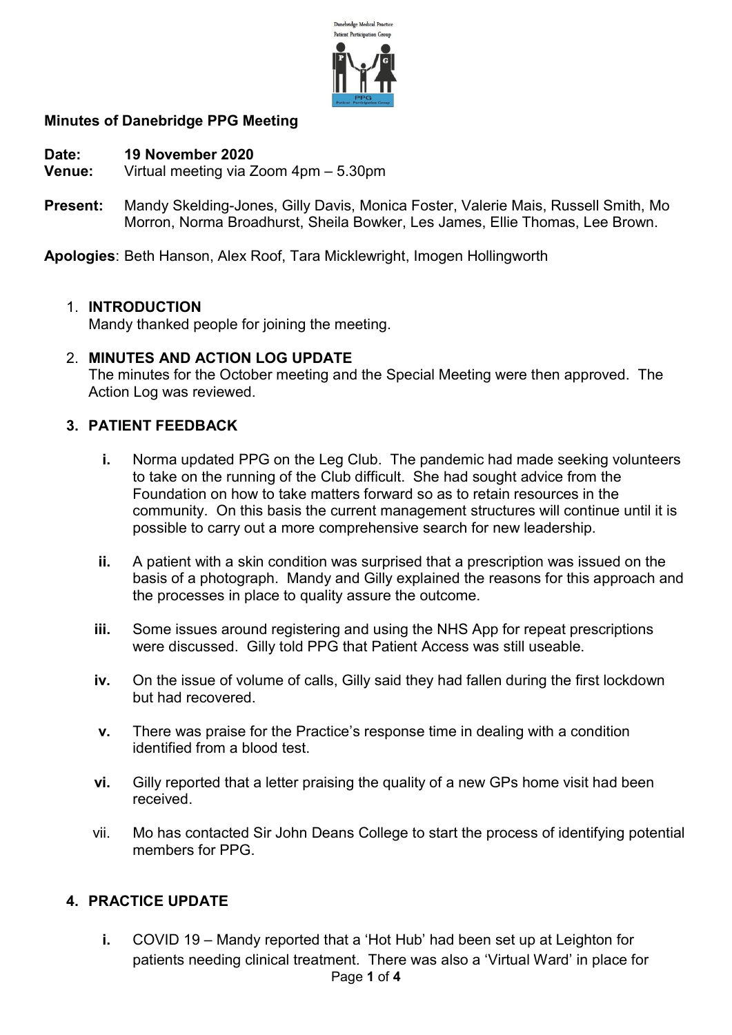# Minutes of Danebridge PPG Meeting

**Date:** **19 November 2020**
**Venue:** Virtual meeting via Zoom 4pm – 5.30pm

**Present:** Mandy Skelding-Jones, Gilly Davis, Monica Foster, Valerie Mais, Russell Smith, Mo Morron, Norma Broadhurst, Sheila Bowker, Les James, Ellie Thomas, Lee Brown.

**Apologies**: Beth Hanson, Alex Roof, Tara Micklewright, Imogen Hollingworth

1. **INTRODUCTION**
   Mandy thanked people for joining the meeting.

2. **MINUTES AND ACTION LOG UPDATE**
   The minutes for the October meeting and the Special Meeting were then approved. The Action Log was reviewed.

3. **PATIENT FEEDBACK**

   **i.** Norma updated PPG on the Leg Club. The pandemic had made seeking volunteers to take on the running of the Club difficult. She had sought advice from the Foundation on how to take matters forward so as to retain resources in the community. On this basis the current management structures will continue until it is possible to carry out a more comprehensive search for new leadership.

   **ii.** A patient with a skin condition was surprised that a prescription was issued on the basis of a photograph. Mandy and Gilly explained the reasons for this approach and the processes in place to quality assure the outcome.

   **iii.** Some issues around registering and using the NHS App for repeat prescriptions were discussed. Gilly told PPG that Patient Access was still useable.

   **iv.** On the issue of volume of calls, Gilly said they had fallen during the first lockdown but had recovered.

   **v.** There was praise for the Practice's response time in dealing with a condition identified from a blood test.

   **vi.** Gilly reported that a letter praising the quality of a new GPs home visit had been received.

   vii. Mo has contacted Sir John Deans College to start the process of identifying potential members for PPG.

4. **PRACTICE UPDATE**

   **i.** COVID 19 – Mandy reported that a 'Hot Hub' had been set up at Leighton for patients needing clinical treatment. There was also a 'Virtual Ward' in place for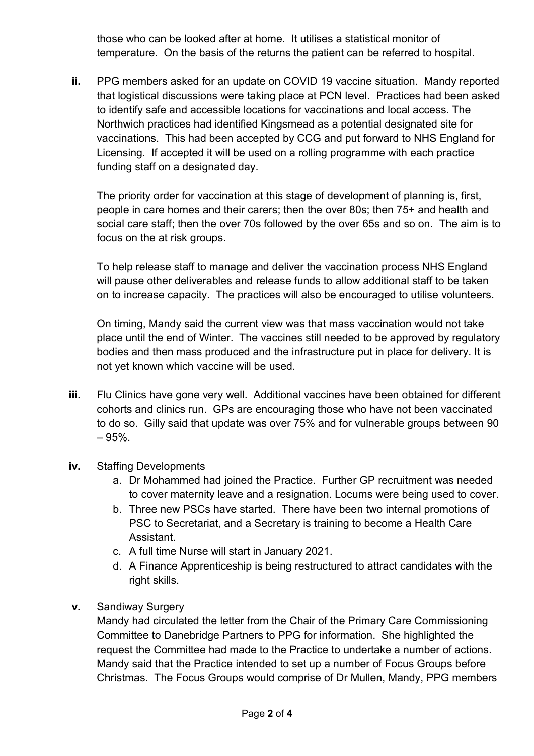those who can be looked after at home. It utilises a statistical monitor of temperature. On the basis of the returns the patient can be referred to hospital.

**ii.** PPG members asked for an update on COVID 19 vaccine situation. Mandy reported that logistical discussions were taking place at PCN level. Practices had been asked to identify safe and accessible locations for vaccinations and local access. The Northwich practices had identified Kingsmead as a potential designated site for vaccinations. This had been accepted by CCG and put forward to NHS England for Licensing. If accepted it will be used on a rolling programme with each practice funding staff on a designated day.

The priority order for vaccination at this stage of development of planning is, first, people in care homes and their carers; then the over 80s; then 75+ and health and social care staff; then the over 70s followed by the over 65s and so on. The aim is to focus on the at risk groups.

To help release staff to manage and deliver the vaccination process NHS England will pause other deliverables and release funds to allow additional staff to be taken on to increase capacity. The practices will also be encouraged to utilise volunteers.

On timing, Mandy said the current view was that mass vaccination would not take place until the end of Winter. The vaccines still needed to be approved by regulatory bodies and then mass produced and the infrastructure put in place for delivery. It is not yet known which vaccine will be used.

**iii.** Flu Clinics have gone very well. Additional vaccines have been obtained for different cohorts and clinics run. GPs are encouraging those who have not been vaccinated to do so. Gilly said that update was over 75% and for vulnerable groups between 90 – 95%.

**iv.** Staffing Developments

a. Dr Mohammed had joined the Practice. Further GP recruitment was needed to cover maternity leave and a resignation. Locums were being used to cover.
b. Three new PSCs have started. There have been two internal promotions of PSC to Secretariat, and a Secretary is training to become a Health Care Assistant.
c. A full time Nurse will start in January 2021.
d. A Finance Apprenticeship is being restructured to attract candidates with the right skills.

**v.** Sandiway Surgery

Mandy had circulated the letter from the Chair of the Primary Care Commissioning Committee to Danebridge Partners to PPG for information. She highlighted the request the Committee had made to the Practice to undertake a number of actions. Mandy said that the Practice intended to set up a number of Focus Groups before Christmas. The Focus Groups would comprise of Dr Mullen, Mandy, PPG members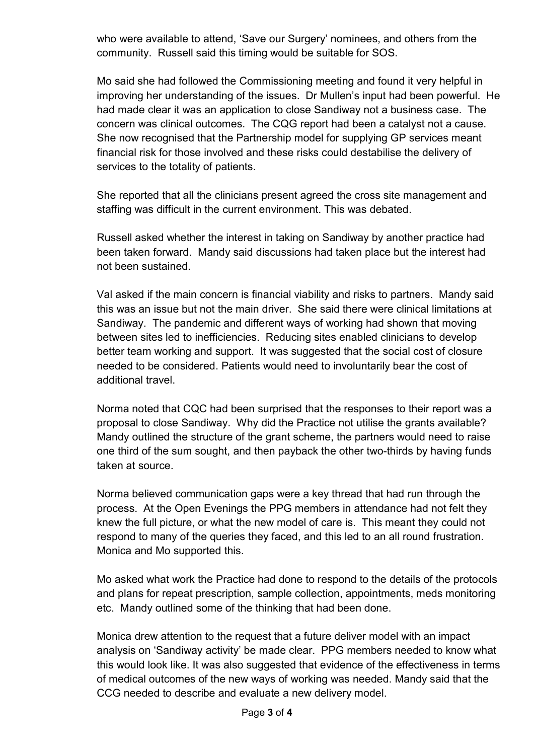who were available to attend, 'Save our Surgery' nominees, and others from the community. Russell said this timing would be suitable for SOS.

Mo said she had followed the Commissioning meeting and found it very helpful in improving her understanding of the issues. Dr Mullen's input had been powerful. He had made clear it was an application to close Sandiway not a business case. The concern was clinical outcomes. The CQG report had been a catalyst not a cause. She now recognised that the Partnership model for supplying GP services meant financial risk for those involved and these risks could destabilise the delivery of services to the totality of patients.

She reported that all the clinicians present agreed the cross site management and staffing was difficult in the current environment. This was debated.

Russell asked whether the interest in taking on Sandiway by another practice had been taken forward. Mandy said discussions had taken place but the interest had not been sustained.

Val asked if the main concern is financial viability and risks to partners. Mandy said this was an issue but not the main driver. She said there were clinical limitations at Sandiway. The pandemic and different ways of working had shown that moving between sites led to inefficiencies. Reducing sites enabled clinicians to develop better team working and support. It was suggested that the social cost of closure needed to be considered. Patients would need to involuntarily bear the cost of additional travel.

Norma noted that CQC had been surprised that the responses to their report was a proposal to close Sandiway. Why did the Practice not utilise the grants available? Mandy outlined the structure of the grant scheme, the partners would need to raise one third of the sum sought, and then payback the other two-thirds by having funds taken at source.

Norma believed communication gaps were a key thread that had run through the process. At the Open Evenings the PPG members in attendance had not felt they knew the full picture, or what the new model of care is. This meant they could not respond to many of the queries they faced, and this led to an all round frustration. Monica and Mo supported this.

Mo asked what work the Practice had done to respond to the details of the protocols and plans for repeat prescription, sample collection, appointments, meds monitoring etc. Mandy outlined some of the thinking that had been done.

Monica drew attention to the request that a future deliver model with an impact analysis on 'Sandiway activity' be made clear. PPG members needed to know what this would look like. It was also suggested that evidence of the effectiveness in terms of medical outcomes of the new ways of working was needed. Mandy said that the CCG needed to describe and evaluate a new delivery model.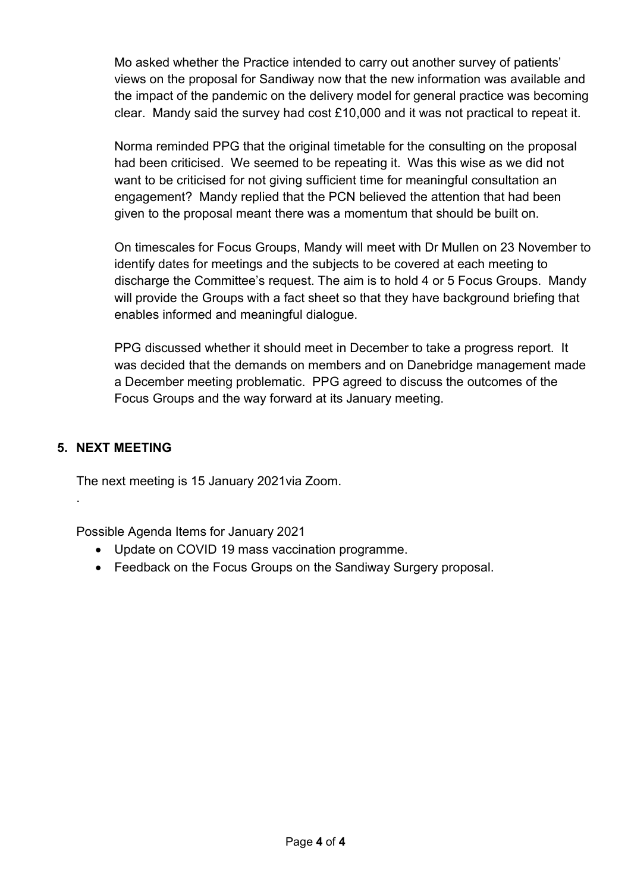Mo asked whether the Practice intended to carry out another survey of patients' views on the proposal for Sandiway now that the new information was available and the impact of the pandemic on the delivery model for general practice was becoming clear. Mandy said the survey had cost £10,000 and it was not practical to repeat it.

Norma reminded PPG that the original timetable for the consulting on the proposal had been criticised. We seemed to be repeating it. Was this wise as we did not want to be criticised for not giving sufficient time for meaningful consultation an engagement? Mandy replied that the PCN believed the attention that had been given to the proposal meant there was a momentum that should be built on.

On timescales for Focus Groups, Mandy will meet with Dr Mullen on 23 November to identify dates for meetings and the subjects to be covered at each meeting to discharge the Committee's request. The aim is to hold 4 or 5 Focus Groups. Mandy will provide the Groups with a fact sheet so that they have background briefing that enables informed and meaningful dialogue.

PPG discussed whether it should meet in December to take a progress report. It was decided that the demands on members and on Danebridge management made a December meeting problematic. PPG agreed to discuss the outcomes of the Focus Groups and the way forward at its January meeting.

## 5. NEXT MEETING

The next meeting is 15 January 2021via Zoom.

.

Possible Agenda Items for January 2021

- Update on COVID 19 mass vaccination programme.
- Feedback on the Focus Groups on the Sandiway Surgery proposal.